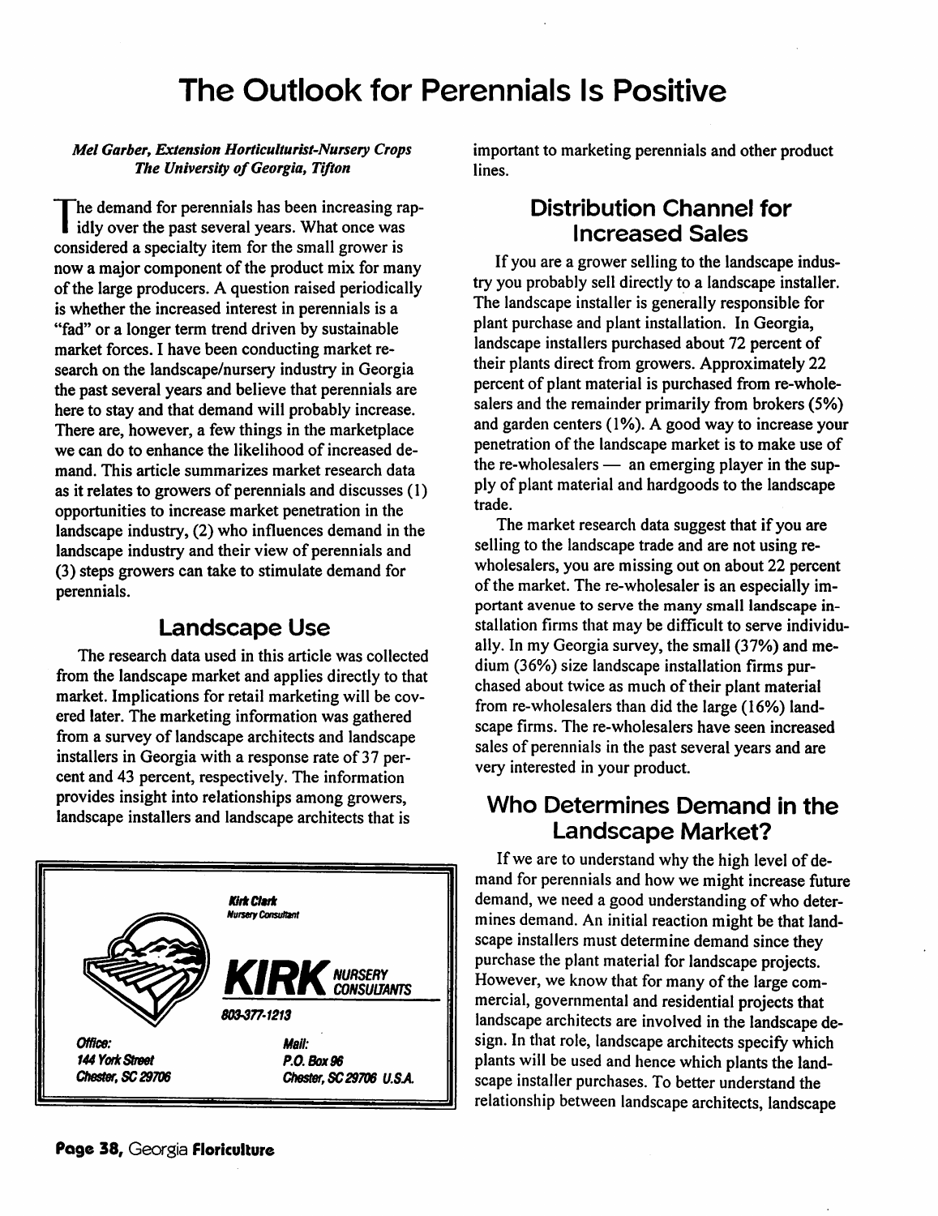# The Outlook for Perennials Is Positive

*Mel Garber, Extension Horticulturist-Nursery Crops*
*The University of Georgia, Tifton*

The demand for perennials has been increasing rapidly over the past several years. What once was considered a specialty item for the small grower is now a major component of the product mix for many of the large producers. A question raised periodically is whether the increased interest in perennials is a "fad" or a longer term trend driven by sustainable market forces. I have been conducting market research on the landscape/nursery industry in Georgia the past several years and believe that perennials are here to stay and that demand will probably increase. There are, however, a few things in the marketplace we can do to enhance the likelihood of increased demand. This article summarizes market research data as it relates to growers of perennials and discusses (1) opportunities to increase market penetration in the landscape industry, (2) who influences demand in the landscape industry and their view of perennials and (3) steps growers can take to stimulate demand for perennials.

## Landscape Use

The research data used in this article was collected from the landscape market and applies directly to that market. Implications for retail marketing will be covered later. The marketing information was gathered from a survey of landscape architects and landscape installers in Georgia with a response rate of 37 percent and 43 percent, respectively. The information provides insight into relationships among growers, landscape installers and landscape architects that is important to marketing perennials and other product lines.

## Distribution Channel for Increased Sales

If you are a grower selling to the landscape industry you probably sell directly to a landscape installer. The landscape installer is generally responsible for plant purchase and plant installation. In Georgia, landscape installers purchased about 72 percent of their plants direct from growers. Approximately 22 percent of plant material is purchased from re-wholesalers and the remainder primarily from brokers (5%) and garden centers (1%). A good way to increase your penetration of the landscape market is to make use of the re-wholesalers — an emerging player in the supply of plant material and hardgoods to the landscape trade.

The market research data suggest that if you are selling to the landscape trade and are not using re-wholesalers, you are missing out on about 22 percent of the market. The re-wholesaler is an especially important avenue to serve the many small landscape installation firms that may be difficult to serve individually. In my Georgia survey, the small (37%) and medium (36%) size landscape installation firms purchased about twice as much of their plant material from re-wholesalers than did the large (16%) landscape firms. The re-wholesalers have seen increased sales of perennials in the past several years and are very interested in your product.

## Who Determines Demand in the Landscape Market?

If we are to understand why the high level of demand for perennials and how we might increase future demand, we need a good understanding of who determines demand. An initial reaction might be that landscape installers must determine demand since they purchase the plant material for landscape projects. However, we know that for many of the large commercial, governmental and residential projects that landscape architects are involved in the landscape design. In that role, landscape architects specify which plants will be used and hence which plants the landscape installer purchases. To better understand the relationship between landscape architects, landscape

---

**Kirk Clark**
*Nursery Consultant*

**KIRK NURSERY CONSULTANTS**

803-377-1213

**Office:**
144 York Street
Chester, SC 29706

**Mail:**
P.O. Box 96
Chester, SC 29706 U.S.A.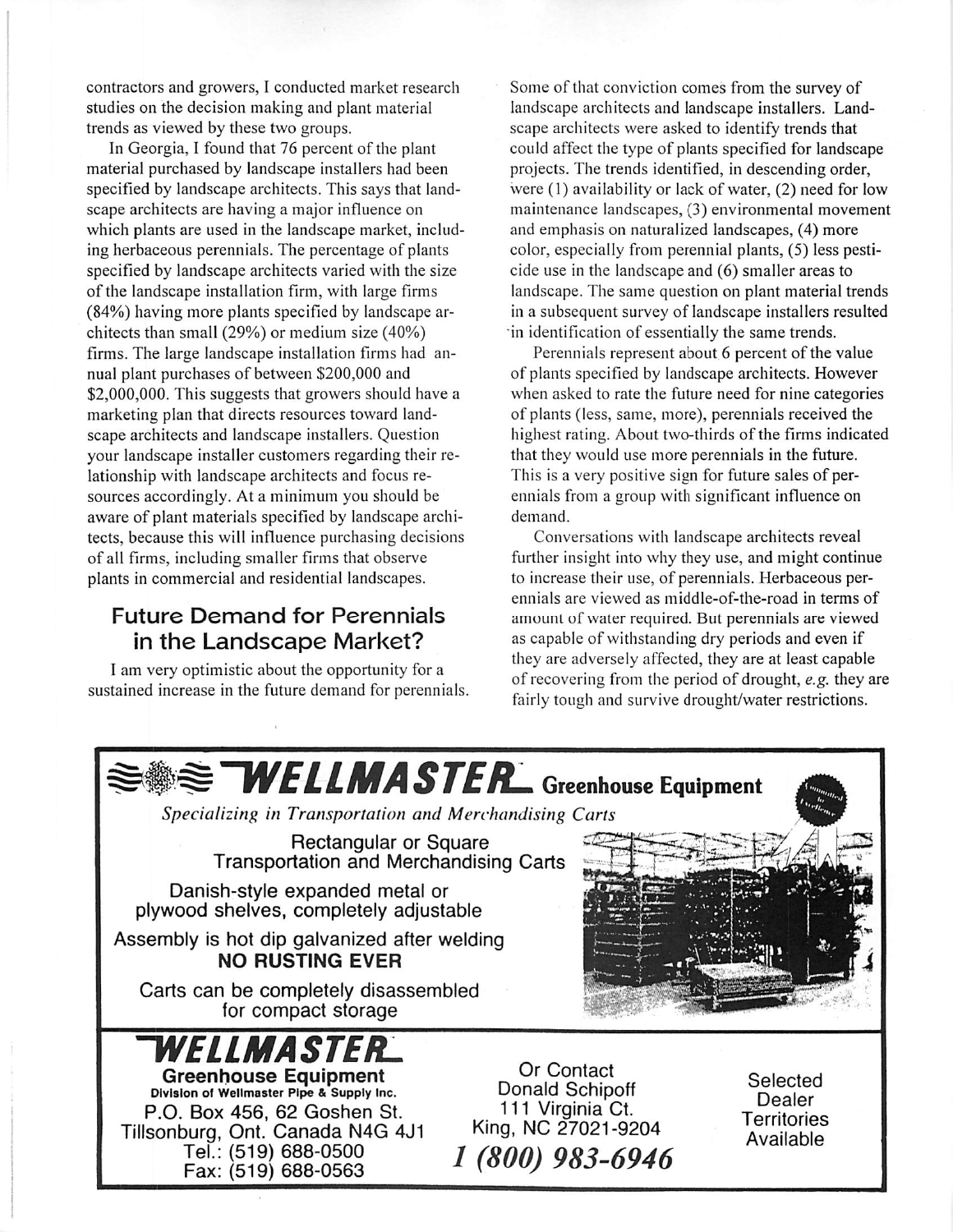contractors and growers, I conducted market research studies on the decision making and plant material trends as viewed by these two groups.

In Georgia, I found that 76 percent of the plant material purchased by landscape installers had been specified by landscape architects. This says that landscape architects are having a major influence on which plants are used in the landscape market, including herbaceous perennials. The percentage of plants specified by landscape architects varied with the size of the landscape installation firm, with large firms (84%) having more plants specified by landscape architects than small (29%) or medium size (40%) firms. The large landscape installation firms had annual plant purchases of between $200,000 and $2,000,000. This suggests that growers should have a marketing plan that directs resources toward landscape architects and landscape installers. Question your landscape installer customers regarding their relationship with landscape architects and focus resources accordingly. At a minimum you should be aware of plant materials specified by landscape architects, because this will influence purchasing decisions of all firms, including smaller firms that observe plants in commercial and residential landscapes.

## Future Demand for Perennials in the Landscape Market?

I am very optimistic about the opportunity for a sustained increase in the future demand for perennials. Some of that conviction comes from the survey of landscape architects and landscape installers. Landscape architects were asked to identify trends that could affect the type of plants specified for landscape projects. The trends identified, in descending order, were (1) availability or lack of water, (2) need for low maintenance landscapes, (3) environmental movement and emphasis on naturalized landscapes, (4) more color, especially from perennial plants, (5) less pesticide use in the landscape and (6) smaller areas to landscape. The same question on plant material trends in a subsequent survey of landscape installers resulted in identification of essentially the same trends.

Perennials represent about 6 percent of the value of plants specified by landscape architects. However when asked to rate the future need for nine categories of plants (less, same, more), perennials received the highest rating. About two-thirds of the firms indicated that they would use more perennials in the future. This is a very positive sign for future sales of perennials from a group with significant influence on demand.

Conversations with landscape architects reveal further insight into why they use, and might continue to increase their use, of perennials. Herbaceous perennials are viewed as middle-of-the-road in terms of amount of water required. But perennials are viewed as capable of withstanding dry periods and even if they are adversely affected, they are at least capable of recovering from the period of drought, *e.g.* they are fairly tough and survive drought/water restrictions.

---

**WELLMASTER Greenhouse Equipment**

*Specializing in Transportation and Merchandising Carts*

Rectangular or Square Transportation and Merchandising Carts

Danish-style expanded metal or plywood shelves, completely adjustable

Assembly is hot dip galvanized after welding
**NO RUSTING EVER**

Carts can be completely disassembled for compact storage

**WELLMASTER**
**Greenhouse Equipment**
**Division of Wellmaster Pipe & Supply Inc.**
P.O. Box 456, 62 Goshen St.
Tillsonburg, Ont. Canada N4G 4J1
Tel.: (519) 688-0500
Fax: (519) 688-0563

Or Contact
Donald Schipoff
111 Virginia Ct.
King, NC 27021-9204
***1 (800) 983-6946***

Selected Dealer Territories Available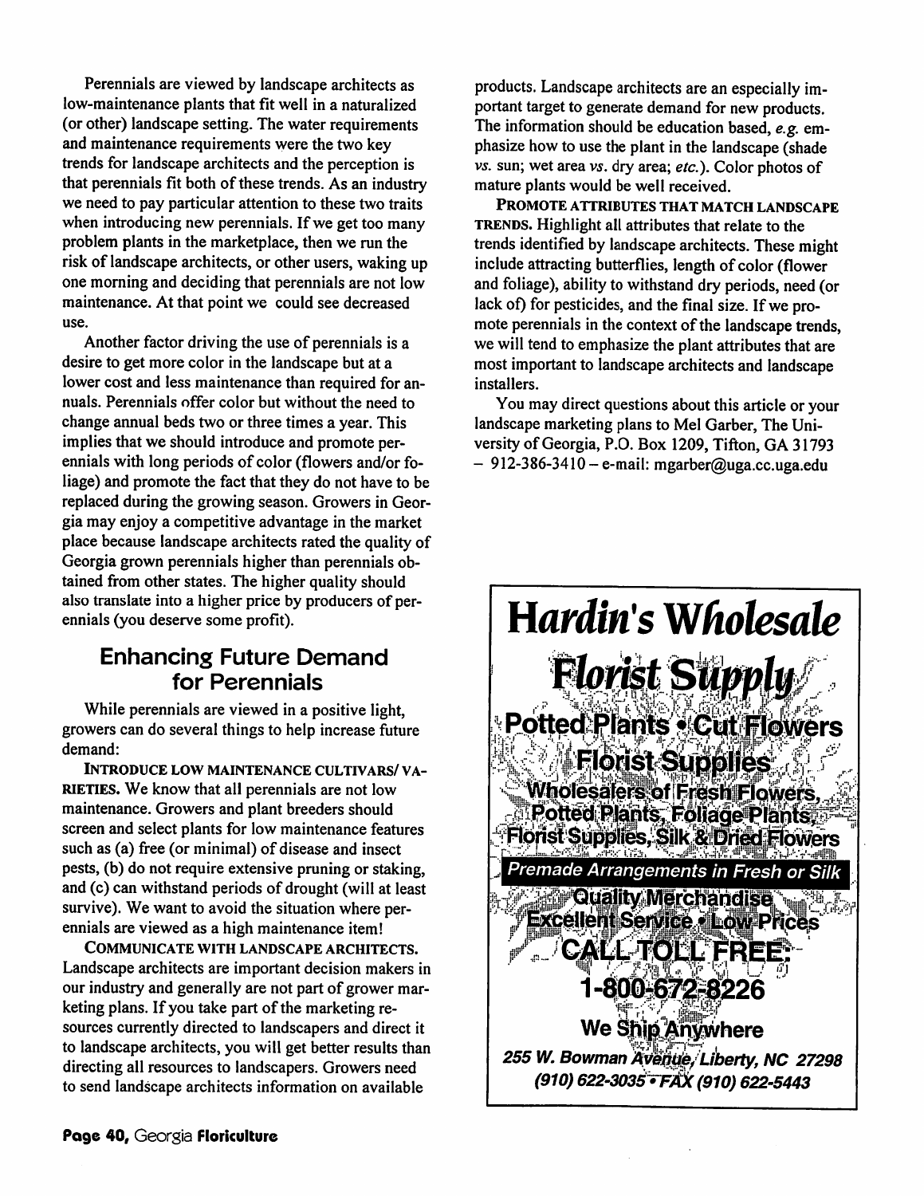Perennials are viewed by landscape architects as low-maintenance plants that fit well in a naturalized (or other) landscape setting. The water requirements and maintenance requirements were the two key trends for landscape architects and the perception is that perennials fit both of these trends. As an industry we need to pay particular attention to these two traits when introducing new perennials. If we get too many problem plants in the marketplace, then we run the risk of landscape architects, or other users, waking up one morning and deciding that perennials are not low maintenance. At that point we could see decreased use.

Another factor driving the use of perennials is a desire to get more color in the landscape but at a lower cost and less maintenance than required for annuals. Perennials offer color but without the need to change annual beds two or three times a year. This implies that we should introduce and promote perennials with long periods of color (flowers and/or foliage) and promote the fact that they do not have to be replaced during the growing season. Growers in Georgia may enjoy a competitive advantage in the market place because landscape architects rated the quality of Georgia grown perennials higher than perennials obtained from other states. The higher quality should also translate into a higher price by producers of perennials (you deserve some profit).

## Enhancing Future Demand for Perennials

While perennials are viewed in a positive light, growers can do several things to help increase future demand:

**INTRODUCE LOW MAINTENANCE CULTIVARS/ VARIETIES.** We know that all perennials are not low maintenance. Growers and plant breeders should screen and select plants for low maintenance features such as (a) free (or minimal) of disease and insect pests, (b) do not require extensive pruning or staking, and (c) can withstand periods of drought (will at least survive). We want to avoid the situation where perennials are viewed as a high maintenance item!

**COMMUNICATE WITH LANDSCAPE ARCHITECTS.** Landscape architects are important decision makers in our industry and generally are not part of grower marketing plans. If you take part of the marketing resources currently directed to landscapers and direct it to landscape architects, you will get better results than directing all resources to landscapers. Growers need to send landscape architects information on available products. Landscape architects are an especially important target to generate demand for new products. The information should be education based, *e.g.* emphasize how to use the plant in the landscape (shade *vs.* sun; wet area *vs.* dry area; *etc.*). Color photos of mature plants would be well received.

**PROMOTE ATTRIBUTES THAT MATCH LANDSCAPE TRENDS.** Highlight all attributes that relate to the trends identified by landscape architects. These might include attracting butterflies, length of color (flower and foliage), ability to withstand dry periods, need (or lack of) for pesticides, and the final size. If we promote perennials in the context of the landscape trends, we will tend to emphasize the plant attributes that are most important to landscape architects and landscape installers.

You may direct questions about this article or your landscape marketing plans to Mel Garber, The University of Georgia, P.O. Box 1209, Tifton, GA 31793 – 912-386-3410 – e-mail: mgarber@uga.cc.uga.edu

**Hardin's Wholesale**

**Florist Supply**

**Potted Plants • Cut Flowers**

**Florist Supplies**

**Wholesalers of Fresh Flowers, Potted Plants, Foliage Plants, Florist Supplies, Silk & Dried Flowers**

*Premade Arrangements in Fresh or Silk*

**Quality Merchandise**

**Excellent Service • Low Prices**

**CALL TOLL FREE:**

**1-800-672-8226**

**We Ship Anywhere**

***255 W. Bowman Avenue, Liberty, NC 27298***

***(910) 622-3035 • FAX (910) 622-5443***